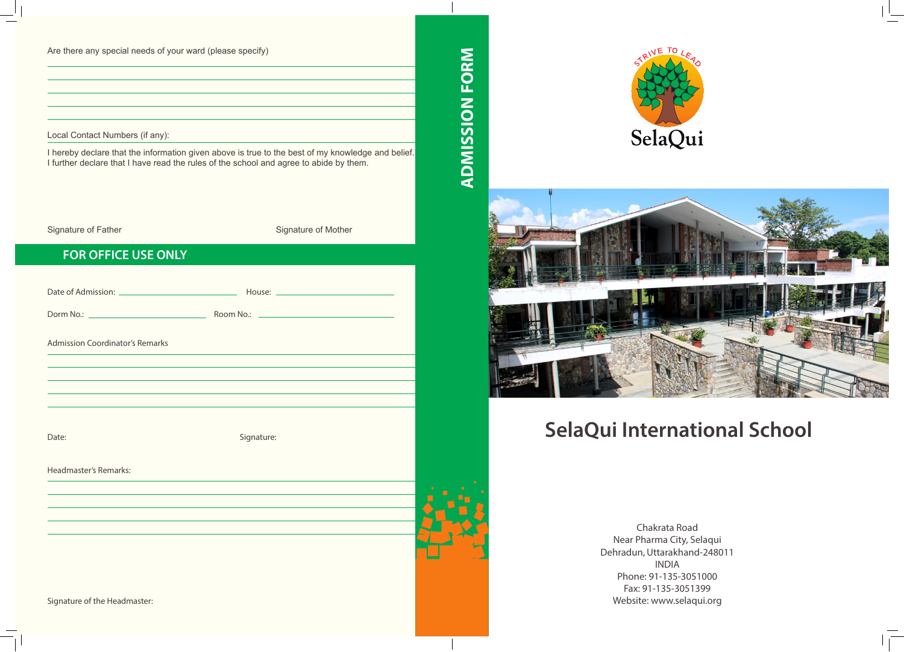Are there any special needs of your ward (please specify)

Local Contact Numbers (if any):

I hereby declare that the information given above is true to the best of my knowledge and belief. I further declare that I have read the rules of the school and agree to abide by them.

Signature of Father

Signature of Mother

## FOR OFFICE USE ONLY

Date of Admission: \_\_\_\_\_\_\_\_\_\_\_\_\_\_\_\_\_\_\_\_ House: \_\_\_\_\_\_\_\_\_\_\_\_\_\_\_\_\_\_\_\_

Dorm No.: \_\_\_\_\_\_\_\_\_\_\_\_\_\_\_\_\_\_\_\_ Room No.: \_\_\_\_\_\_\_\_\_\_\_\_\_\_\_\_\_\_\_\_

Admission Coordinator's Remarks

Date:

Signature:

Headmaster's Remarks:

Signature of the Headmaster:

# ADMISSION FORM

STRIVE TO LEAD

SelaQui

# SelaQui International School

Chakrata Road
Near Pharma City, Selaqui
Dehradun, Uttarakhand-248011
INDIA
Phone: 91-135-3051000
Fax: 91-135-3051399
Website: www.selaqui.org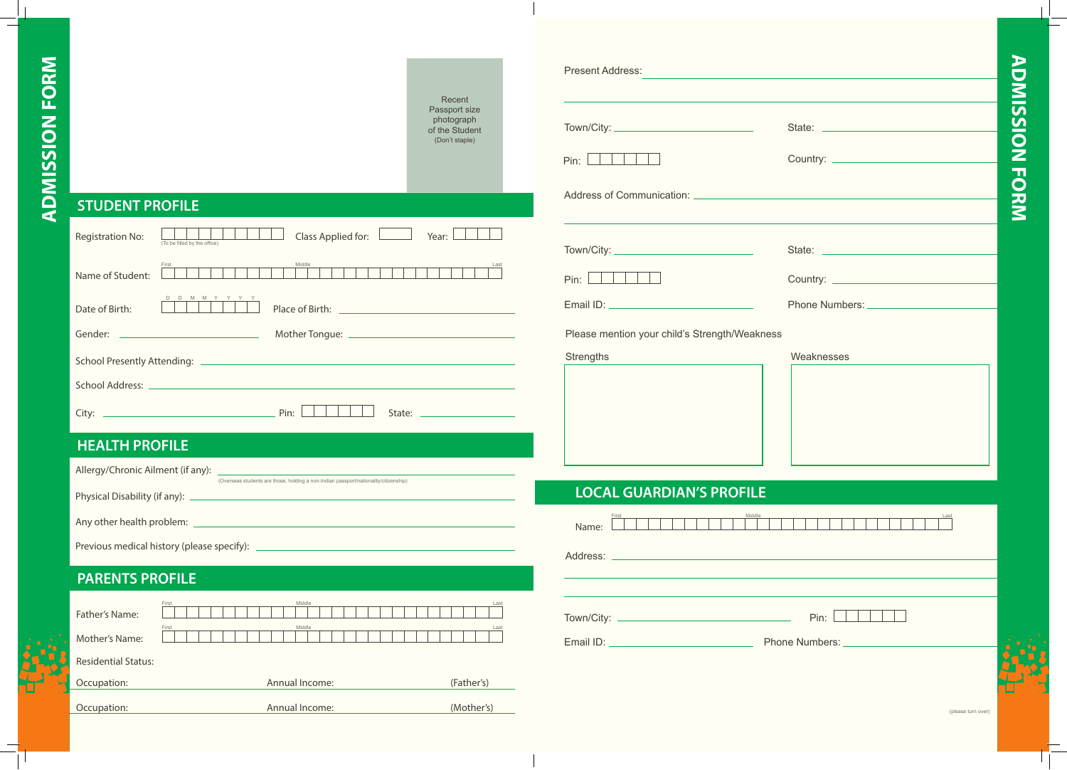# ADMISSION FORM

Recent Passport size photograph of the Student (Don't staple)

## STUDENT PROFILE

Registration No: ______________ (To be filled by the office) Class Applied for: ______ Year: ______

Name of Student: First ______ Middle ______ Last ______

Date of Birth: D D M M Y Y Y Y Place of Birth: ______

Gender: ______ Mother Tongue: ______

School Presently Attending: ______

School Address: ______

City: ______ Pin: ______ State: ______

## HEALTH PROFILE

Allergy/Chronic Ailment (if any): ______

(Overseas students are those, holding a non-Indian passport/nationality/citizenship)

Physical Disability (if any): ______

Any other health problem: ______

Previous medical history (please specify): ______

## PARENTS PROFILE

Father's Name: First ______ Middle ______ Last ______

Mother's Name: First ______ Middle ______ Last ______

Residential Status:

Occupation: ______ Annual Income: ______ (Father's)

Occupation: ______ Annual Income: ______ (Mother's)

Present Address: ______

Town/City: ______ State: ______

Pin: ______ Country: ______

Address of Communication: ______

Town/City: ______ State: ______

Pin: ______ Country: ______

Email ID: ______ Phone Numbers: ______

Please mention your child's Strength/Weakness

| Strengths | Weaknesses |
|---|---|
| | |

## LOCAL GUARDIAN'S PROFILE

Name: First ______ Middle ______ Last ______

Address: ______

Town/City: ______ Pin: ______

Email ID: ______ Phone Numbers: ______

(please turn over)